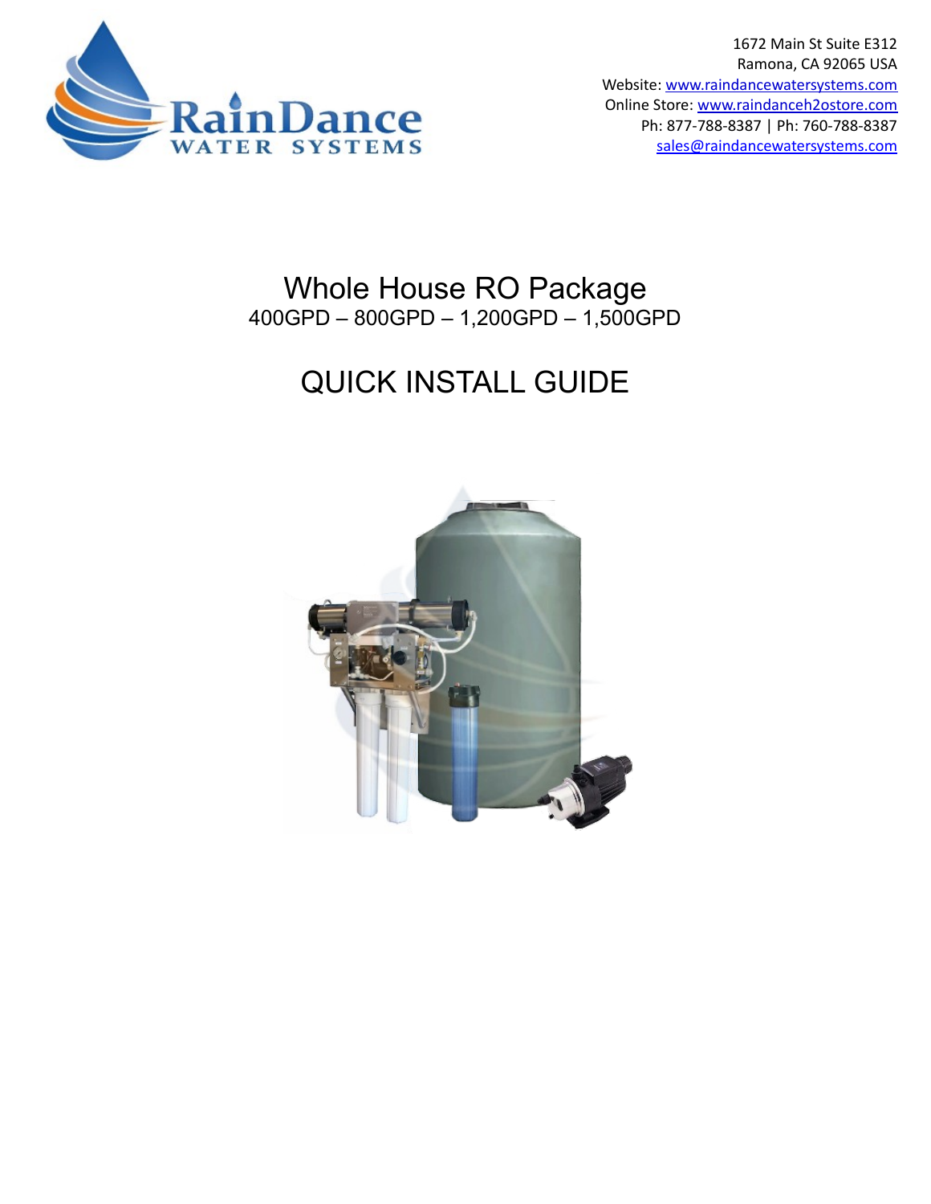1672 Main St Suite E312
Ramona, CA 92065 USA
Website: www.raindancewatersystems.com
Online Store: www.raindanceh2ostore.com
Ph: 877-788-8387 | Ph: 760-788-8387
sales@raindancewatersystems.com

# Whole House RO Package

400GPD – 800GPD – 1,200GPD – 1,500GPD

# QUICK INSTALL GUIDE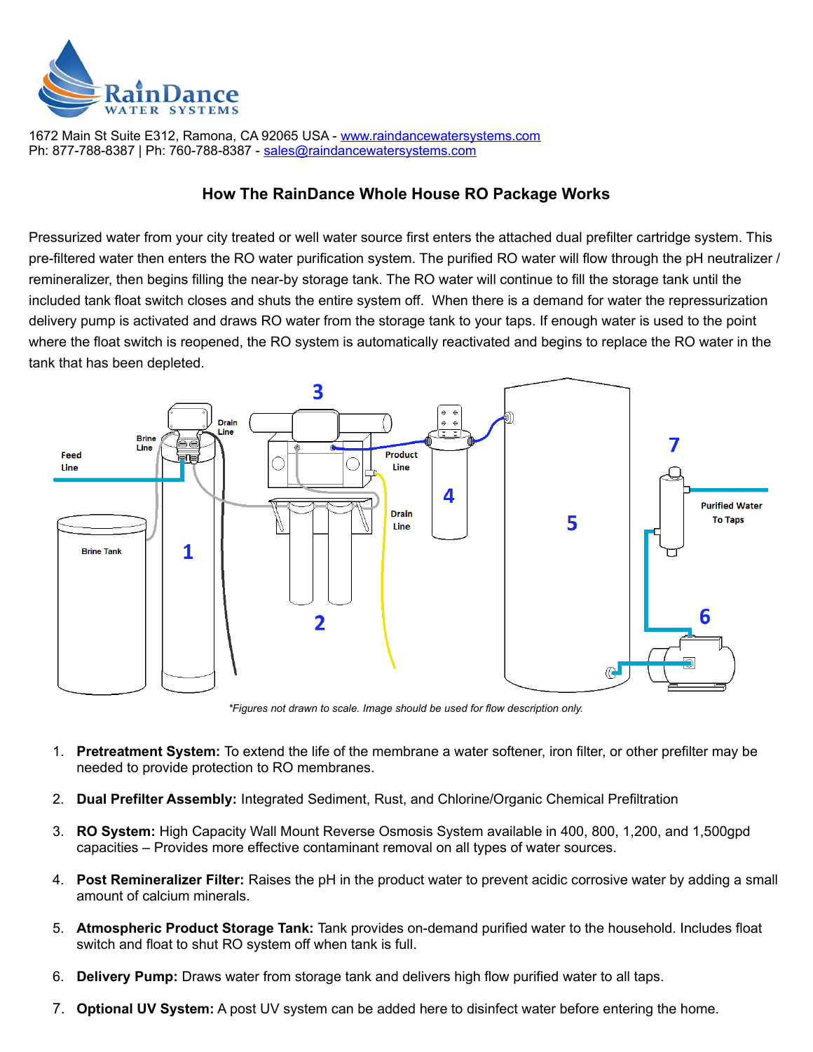RainDance
WATER SYSTEMS

1672 Main St Suite E312, Ramona, CA 92065 USA - www.raindancewatersystems.com
Ph: 877-788-8387 | Ph: 760-788-8387 - sales@raindancewatersystems.com

## How The RainDance Whole House RO Package Works

Pressurized water from your city treated or well water source first enters the attached dual prefilter cartridge system. This pre-filtered water then enters the RO water purification system. The purified RO water will flow through the pH neutralizer / remineralizer, then begins filling the near-by storage tank. The RO water will continue to fill the storage tank until the included tank float switch closes and shuts the entire system off. When there is a demand for water the repressurization delivery pump is activated and draws RO water from the storage tank to your taps. If enough water is used to the point where the float switch is reopened, the RO system is automatically reactivated and begins to replace the RO water in the tank that has been depleted.

*\*Figures not drawn to scale. Image should be used for flow description only.*

1. **Pretreatment System:** To extend the life of the membrane a water softener, iron filter, or other prefilter may be needed to provide protection to RO membranes.
2. **Dual Prefilter Assembly:** Integrated Sediment, Rust, and Chlorine/Organic Chemical Prefiltration
3. **RO System:** High Capacity Wall Mount Reverse Osmosis System available in 400, 800, 1,200, and 1,500gpd capacities – Provides more effective contaminant removal on all types of water sources.
4. **Post Remineralizer Filter:** Raises the pH in the product water to prevent acidic corrosive water by adding a small amount of calcium minerals.
5. **Atmospheric Product Storage Tank:** Tank provides on-demand purified water to the household. Includes float switch and float to shut RO system off when tank is full.
6. **Delivery Pump:** Draws water from storage tank and delivers high flow purified water to all taps.
7. **Optional UV System:** A post UV system can be added here to disinfect water before entering the home.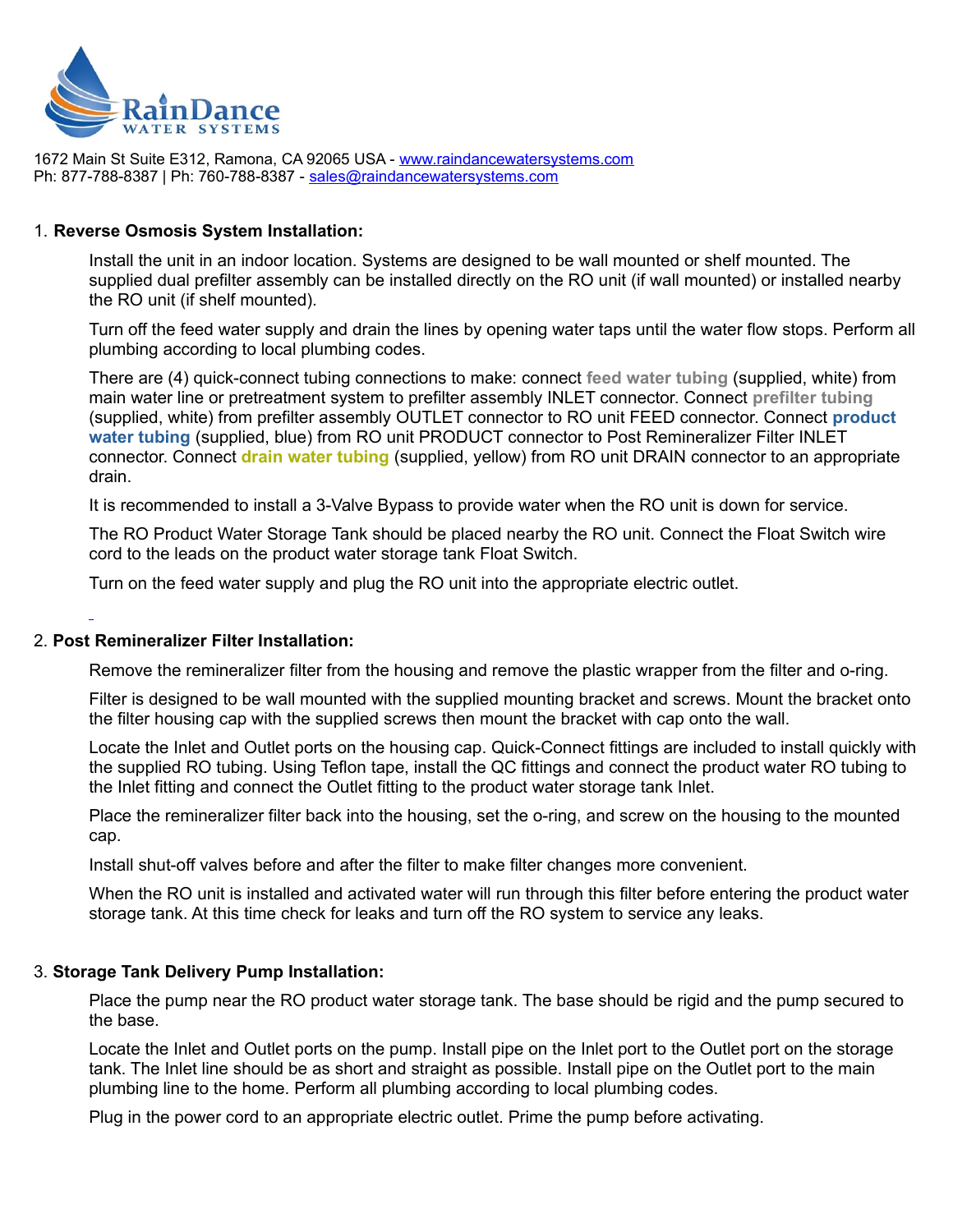RainDance WATER SYSTEMS

1672 Main St Suite E312, Ramona, CA 92065 USA - www.raindancewatersystems.com
Ph: 877-788-8387 | Ph: 760-788-8387 - sales@raindancewatersystems.com

1. **Reverse Osmosis System Installation:**

   Install the unit in an indoor location. Systems are designed to be wall mounted or shelf mounted. The supplied dual prefilter assembly can be installed directly on the RO unit (if wall mounted) or installed nearby the RO unit (if shelf mounted).

   Turn off the feed water supply and drain the lines by opening water taps until the water flow stops. Perform all plumbing according to local plumbing codes.

   There are (4) quick-connect tubing connections to make: connect **feed water tubing** (supplied, white) from main water line or pretreatment system to prefilter assembly INLET connector. Connect **prefilter tubing** (supplied, white) from prefilter assembly OUTLET connector to RO unit FEED connector. Connect **product water tubing** (supplied, blue) from RO unit PRODUCT connector to Post Remineralizer Filter INLET connector. Connect **drain water tubing** (supplied, yellow) from RO unit DRAIN connector to an appropriate drain.

   It is recommended to install a 3-Valve Bypass to provide water when the RO unit is down for service.

   The RO Product Water Storage Tank should be placed nearby the RO unit. Connect the Float Switch wire cord to the leads on the product water storage tank Float Switch.

   Turn on the feed water supply and plug the RO unit into the appropriate electric outlet.

2. **Post Remineralizer Filter Installation:**

   Remove the remineralizer filter from the housing and remove the plastic wrapper from the filter and o-ring.

   Filter is designed to be wall mounted with the supplied mounting bracket and screws. Mount the bracket onto the filter housing cap with the supplied screws then mount the bracket with cap onto the wall.

   Locate the Inlet and Outlet ports on the housing cap. Quick-Connect fittings are included to install quickly with the supplied RO tubing. Using Teflon tape, install the QC fittings and connect the product water RO tubing to the Inlet fitting and connect the Outlet fitting to the product water storage tank Inlet.

   Place the remineralizer filter back into the housing, set the o-ring, and screw on the housing to the mounted cap.

   Install shut-off valves before and after the filter to make filter changes more convenient.

   When the RO unit is installed and activated water will run through this filter before entering the product water storage tank. At this time check for leaks and turn off the RO system to service any leaks.

3. **Storage Tank Delivery Pump Installation:**

   Place the pump near the RO product water storage tank. The base should be rigid and the pump secured to the base.

   Locate the Inlet and Outlet ports on the pump. Install pipe on the Inlet port to the Outlet port on the storage tank. The Inlet line should be as short and straight as possible. Install pipe on the Outlet port to the main plumbing line to the home. Perform all plumbing according to local plumbing codes.

   Plug in the power cord to an appropriate electric outlet. Prime the pump before activating.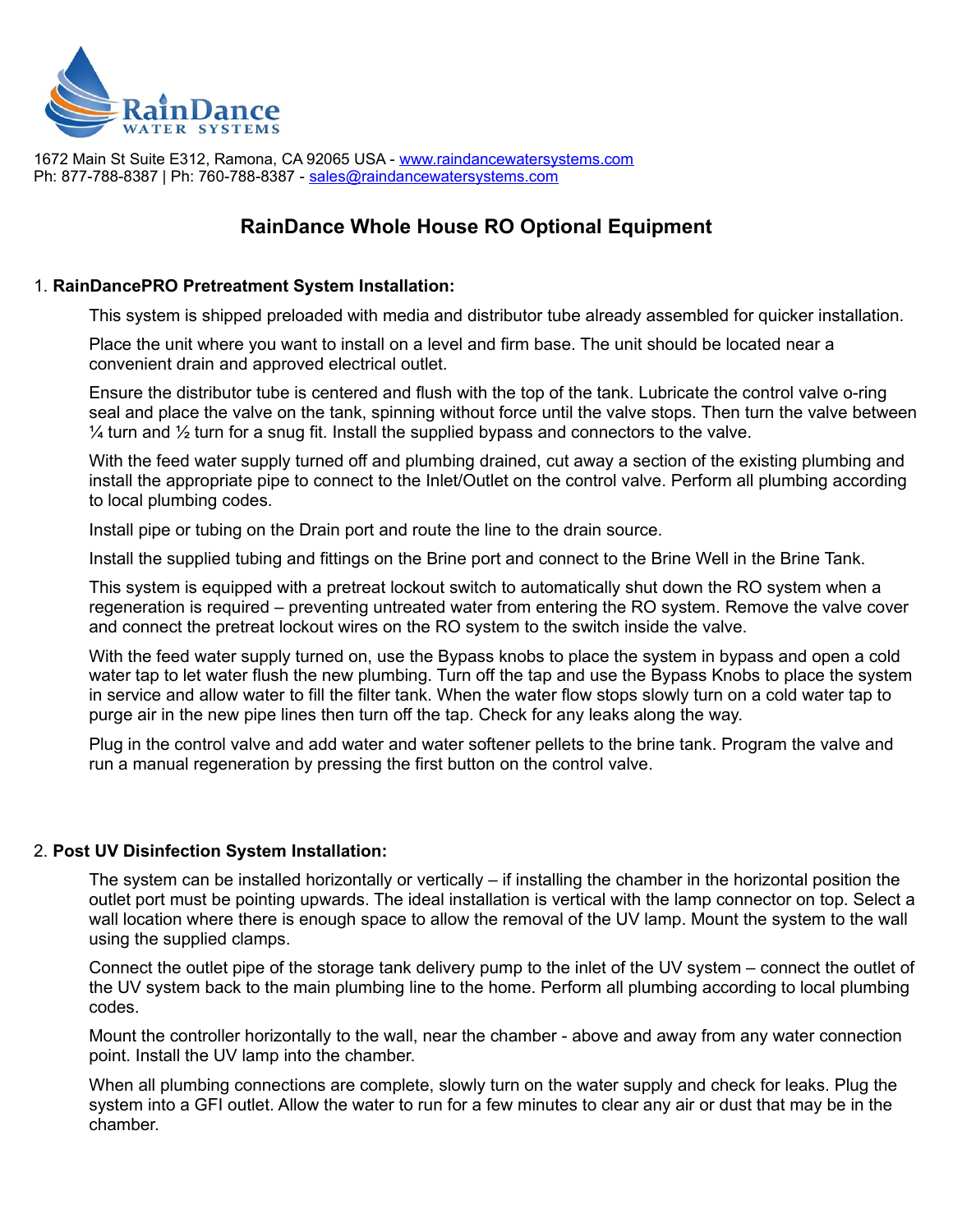RainDance
WATER SYSTEMS

1672 Main St Suite E312, Ramona, CA 92065 USA - www.raindancewatersystems.com
Ph: 877-788-8387 | Ph: 760-788-8387 - sales@raindancewatersystems.com

# RainDance Whole House RO Optional Equipment

1. **RainDancePRO Pretreatment System Installation:**

   This system is shipped preloaded with media and distributor tube already assembled for quicker installation.

   Place the unit where you want to install on a level and firm base. The unit should be located near a convenient drain and approved electrical outlet.

   Ensure the distributor tube is centered and flush with the top of the tank. Lubricate the control valve o-ring seal and place the valve on the tank, spinning without force until the valve stops. Then turn the valve between ¼ turn and ½ turn for a snug fit. Install the supplied bypass and connectors to the valve.

   With the feed water supply turned off and plumbing drained, cut away a section of the existing plumbing and install the appropriate pipe to connect to the Inlet/Outlet on the control valve. Perform all plumbing according to local plumbing codes.

   Install pipe or tubing on the Drain port and route the line to the drain source.

   Install the supplied tubing and fittings on the Brine port and connect to the Brine Well in the Brine Tank.

   This system is equipped with a pretreat lockout switch to automatically shut down the RO system when a regeneration is required – preventing untreated water from entering the RO system. Remove the valve cover and connect the pretreat lockout wires on the RO system to the switch inside the valve.

   With the feed water supply turned on, use the Bypass knobs to place the system in bypass and open a cold water tap to let water flush the new plumbing. Turn off the tap and use the Bypass Knobs to place the system in service and allow water to fill the filter tank. When the water flow stops slowly turn on a cold water tap to purge air in the new pipe lines then turn off the tap. Check for any leaks along the way.

   Plug in the control valve and add water and water softener pellets to the brine tank. Program the valve and run a manual regeneration by pressing the first button on the control valve.

2. **Post UV Disinfection System Installation:**

   The system can be installed horizontally or vertically – if installing the chamber in the horizontal position the outlet port must be pointing upwards. The ideal installation is vertical with the lamp connector on top. Select a wall location where there is enough space to allow the removal of the UV lamp. Mount the system to the wall using the supplied clamps.

   Connect the outlet pipe of the storage tank delivery pump to the inlet of the UV system – connect the outlet of the UV system back to the main plumbing line to the home. Perform all plumbing according to local plumbing codes.

   Mount the controller horizontally to the wall, near the chamber - above and away from any water connection point. Install the UV lamp into the chamber.

   When all plumbing connections are complete, slowly turn on the water supply and check for leaks. Plug the system into a GFI outlet. Allow the water to run for a few minutes to clear any air or dust that may be in the chamber.